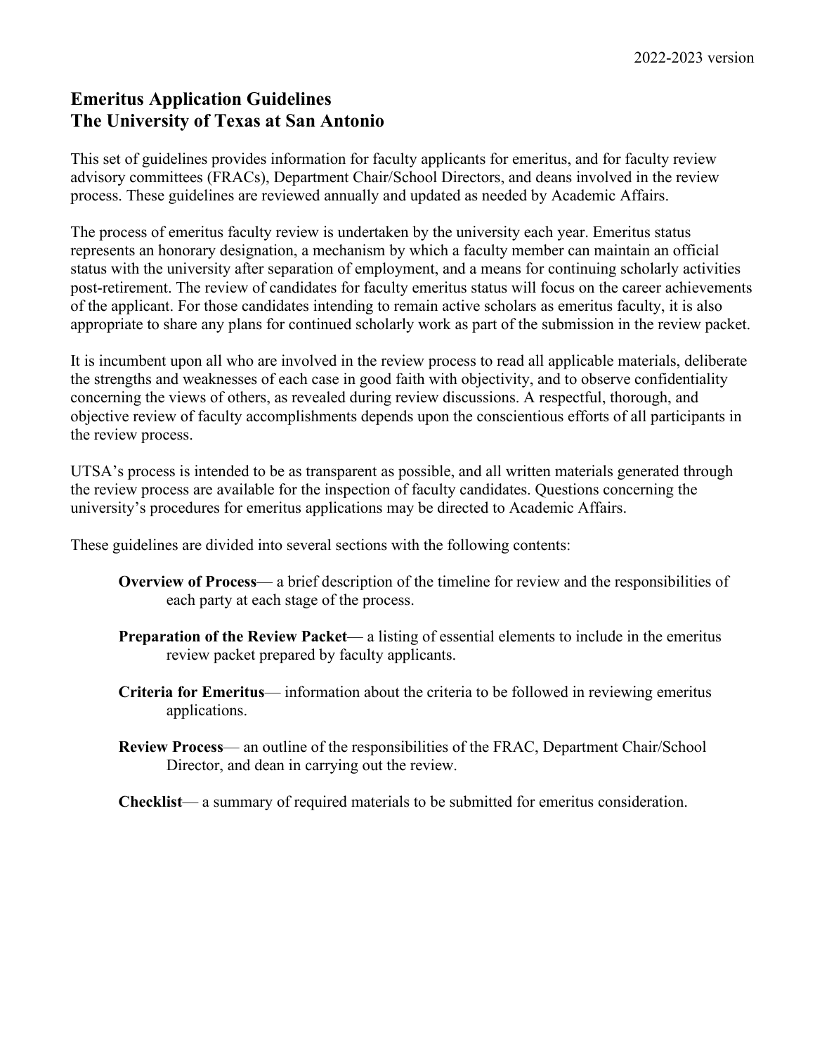2022-2023 version

# Emeritus Application Guidelines
# The University of Texas at San Antonio

This set of guidelines provides information for faculty applicants for emeritus, and for faculty review advisory committees (FRACs), Department Chair/School Directors, and deans involved in the review process. These guidelines are reviewed annually and updated as needed by Academic Affairs.

The process of emeritus faculty review is undertaken by the university each year. Emeritus status represents an honorary designation, a mechanism by which a faculty member can maintain an official status with the university after separation of employment, and a means for continuing scholarly activities post-retirement. The review of candidates for faculty emeritus status will focus on the career achievements of the applicant. For those candidates intending to remain active scholars as emeritus faculty, it is also appropriate to share any plans for continued scholarly work as part of the submission in the review packet.

It is incumbent upon all who are involved in the review process to read all applicable materials, deliberate the strengths and weaknesses of each case in good faith with objectivity, and to observe confidentiality concerning the views of others, as revealed during review discussions. A respectful, thorough, and objective review of faculty accomplishments depends upon the conscientious efforts of all participants in the review process.

UTSA's process is intended to be as transparent as possible, and all written materials generated through the review process are available for the inspection of faculty candidates. Questions concerning the university's procedures for emeritus applications may be directed to Academic Affairs.

These guidelines are divided into several sections with the following contents:

- **Overview of Process**— a brief description of the timeline for review and the responsibilities of each party at each stage of the process.
- **Preparation of the Review Packet**— a listing of essential elements to include in the emeritus review packet prepared by faculty applicants.
- **Criteria for Emeritus**— information about the criteria to be followed in reviewing emeritus applications.
- **Review Process**— an outline of the responsibilities of the FRAC, Department Chair/School Director, and dean in carrying out the review.
- **Checklist**— a summary of required materials to be submitted for emeritus consideration.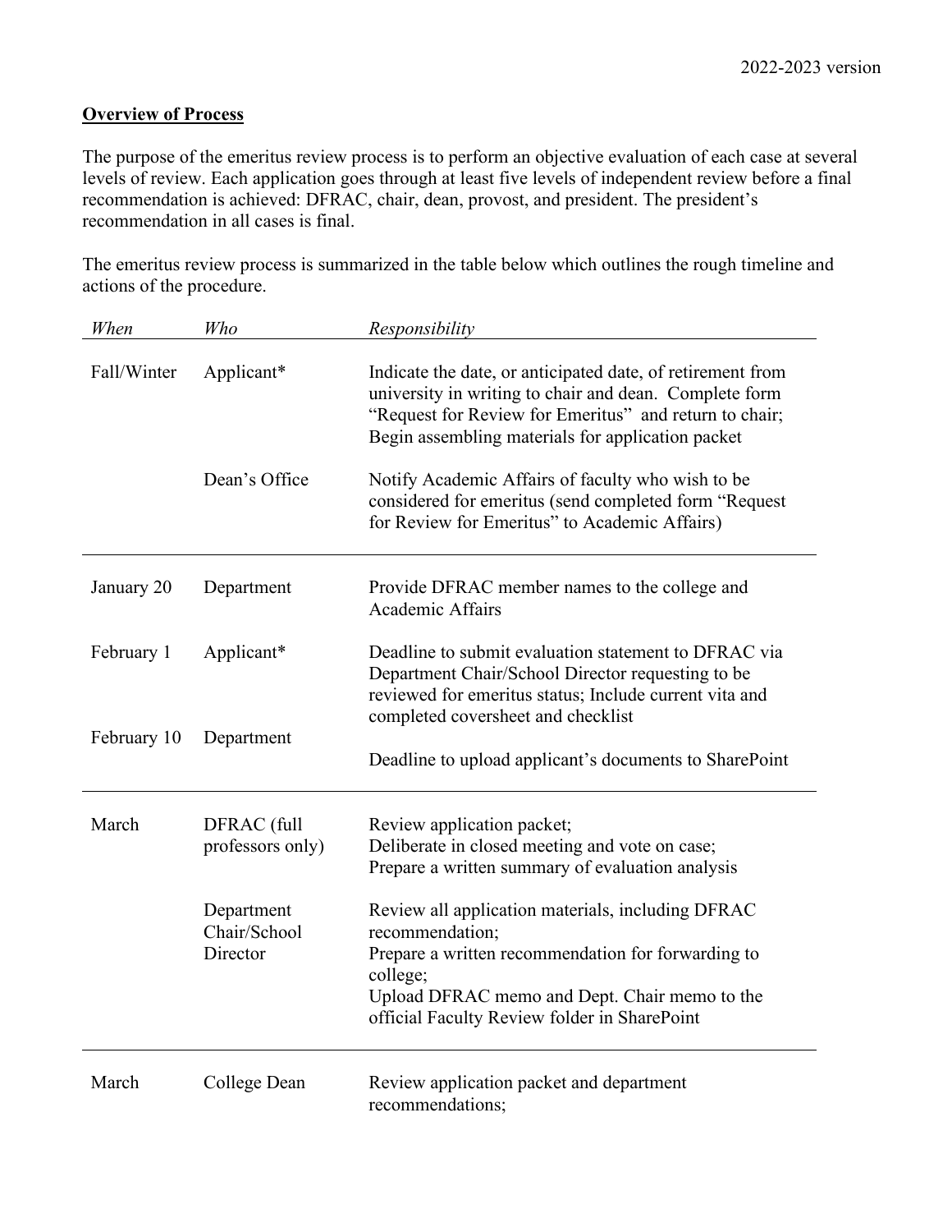2022-2023 version

**Overview of Process**

The purpose of the emeritus review process is to perform an objective evaluation of each case at several levels of review. Each application goes through at least five levels of independent review before a final recommendation is achieved: DFRAC, chair, dean, provost, and president. The president's recommendation in all cases is final.

The emeritus review process is summarized in the table below which outlines the rough timeline and actions of the procedure.

| *When* | *Who* | *Responsibility* |
|---|---|---|
| Fall/Winter | Applicant* | Indicate the date, or anticipated date, of retirement from university in writing to chair and dean. Complete form "Request for Review for Emeritus" and return to chair; Begin assembling materials for application packet |
| | Dean's Office | Notify Academic Affairs of faculty who wish to be considered for emeritus (send completed form "Request for Review for Emeritus" to Academic Affairs) |
| January 20 | Department | Provide DFRAC member names to the college and Academic Affairs |
| February 1 | Applicant* | Deadline to submit evaluation statement to DFRAC via Department Chair/School Director requesting to be reviewed for emeritus status; Include current vita and completed coversheet and checklist |
| February 10 | Department | Deadline to upload applicant's documents to SharePoint |
| March | DFRAC (full professors only) | Review application packet; Deliberate in closed meeting and vote on case; Prepare a written summary of evaluation analysis |
| | Department Chair/School Director | Review all application materials, including DFRAC recommendation; Prepare a written recommendation for forwarding to college; Upload DFRAC memo and Dept. Chair memo to the official Faculty Review folder in SharePoint |
| March | College Dean | Review application packet and department recommendations; |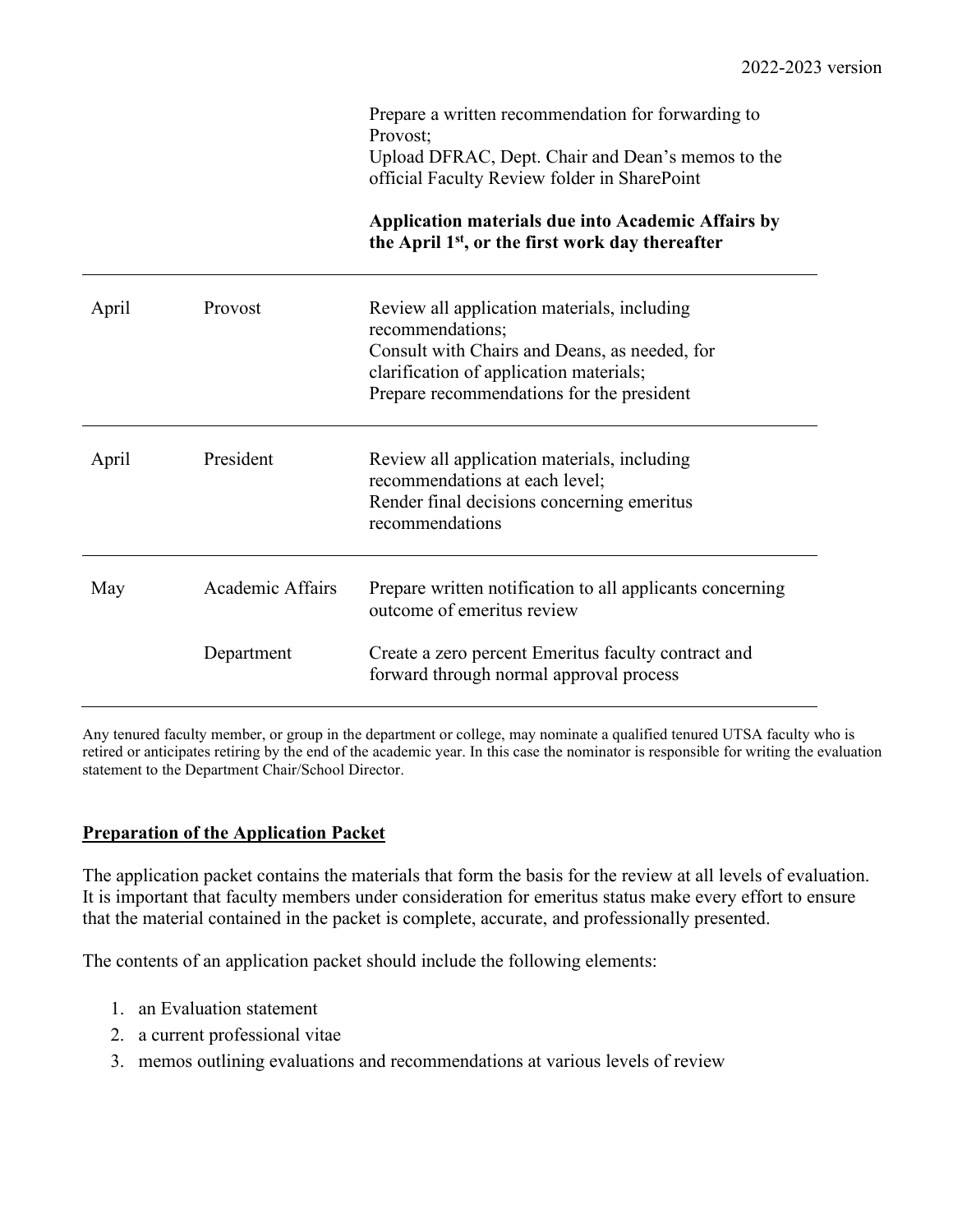| | | |
|---|---|---|
| | | Prepare a written recommendation for forwarding to Provost;<br>Upload DFRAC, Dept. Chair and Dean's memos to the official Faculty Review folder in SharePoint<br><br>**Application materials due into Academic Affairs by the April 1st, or the first work day thereafter** |
| April | Provost | Review all application materials, including recommendations;<br>Consult with Chairs and Deans, as needed, for clarification of application materials;<br>Prepare recommendations for the president |
| April | President | Review all application materials, including recommendations at each level;<br>Render final decisions concerning emeritus recommendations |
| May | Academic Affairs | Prepare written notification to all applicants concerning outcome of emeritus review |
| | Department | Create a zero percent Emeritus faculty contract and forward through normal approval process |

Any tenured faculty member, or group in the department or college, may nominate a qualified tenured UTSA faculty who is retired or anticipates retiring by the end of the academic year. In this case the nominator is responsible for writing the evaluation statement to the Department Chair/School Director.

## Preparation of the Application Packet

The application packet contains the materials that form the basis for the review at all levels of evaluation. It is important that faculty members under consideration for emeritus status make every effort to ensure that the material contained in the packet is complete, accurate, and professionally presented.

The contents of an application packet should include the following elements:

1. an Evaluation statement
2. a current professional vitae
3. memos outlining evaluations and recommendations at various levels of review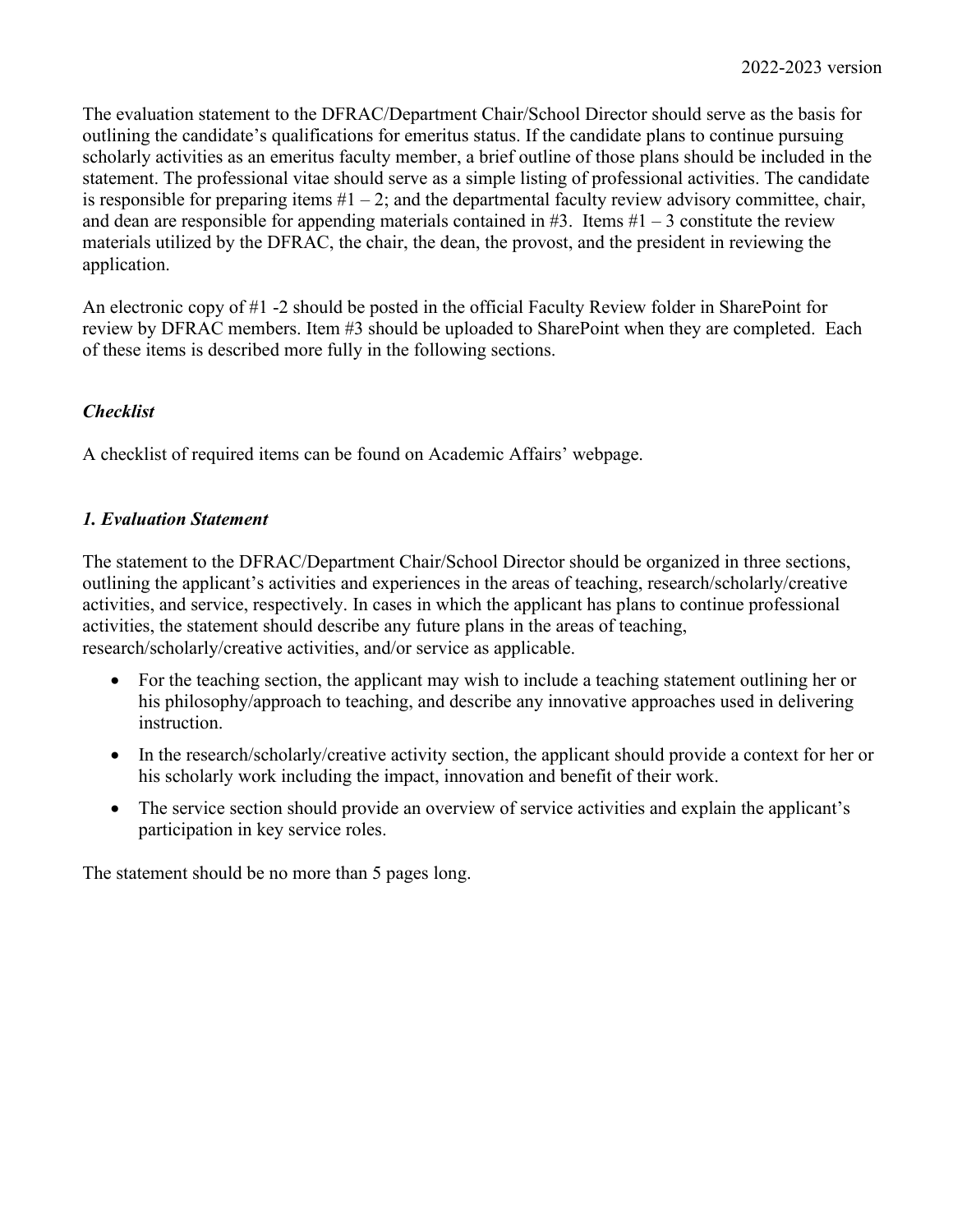The evaluation statement to the DFRAC/Department Chair/School Director should serve as the basis for outlining the candidate's qualifications for emeritus status. If the candidate plans to continue pursuing scholarly activities as an emeritus faculty member, a brief outline of those plans should be included in the statement. The professional vitae should serve as a simple listing of professional activities. The candidate is responsible for preparing items #1 – 2; and the departmental faculty review advisory committee, chair, and dean are responsible for appending materials contained in #3. Items #1 – 3 constitute the review materials utilized by the DFRAC, the chair, the dean, the provost, and the president in reviewing the application.

An electronic copy of #1 -2 should be posted in the official Faculty Review folder in SharePoint for review by DFRAC members. Item #3 should be uploaded to SharePoint when they are completed. Each of these items is described more fully in the following sections.

### *Checklist*

A checklist of required items can be found on Academic Affairs' webpage.

### *1. Evaluation Statement*

The statement to the DFRAC/Department Chair/School Director should be organized in three sections, outlining the applicant's activities and experiences in the areas of teaching, research/scholarly/creative activities, and service, respectively. In cases in which the applicant has plans to continue professional activities, the statement should describe any future plans in the areas of teaching, research/scholarly/creative activities, and/or service as applicable.

- For the teaching section, the applicant may wish to include a teaching statement outlining her or his philosophy/approach to teaching, and describe any innovative approaches used in delivering instruction.
- In the research/scholarly/creative activity section, the applicant should provide a context for her or his scholarly work including the impact, innovation and benefit of their work.
- The service section should provide an overview of service activities and explain the applicant's participation in key service roles.

The statement should be no more than 5 pages long.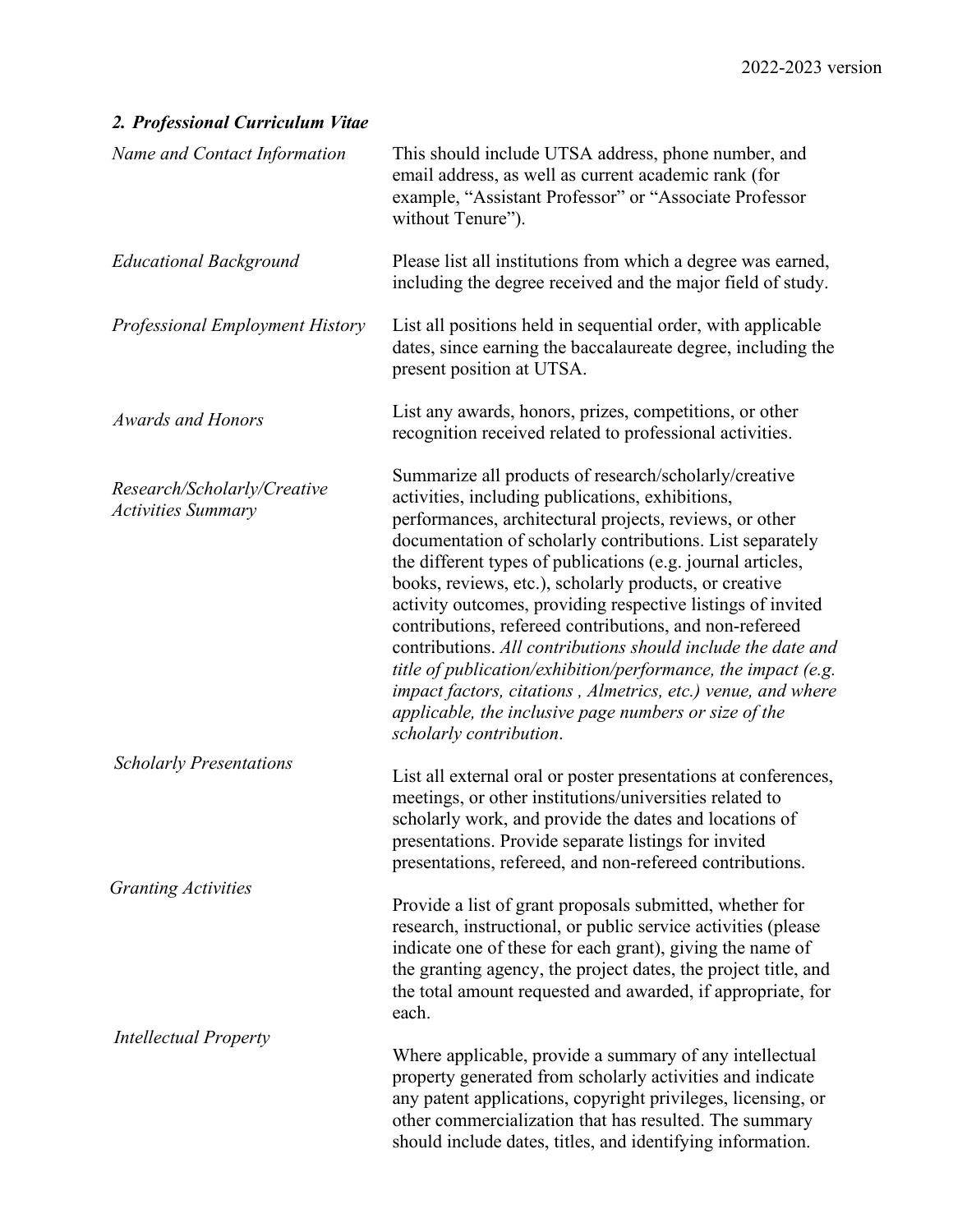### *2. Professional Curriculum Vitae*

| | |
|---|---|
| *Name and Contact Information* | This should include UTSA address, phone number, and email address, as well as current academic rank (for example, "Assistant Professor" or "Associate Professor without Tenure"). |
| *Educational Background* | Please list all institutions from which a degree was earned, including the degree received and the major field of study. |
| *Professional Employment History* | List all positions held in sequential order, with applicable dates, since earning the baccalaureate degree, including the present position at UTSA. |
| *Awards and Honors* | List any awards, honors, prizes, competitions, or other recognition received related to professional activities. |
| *Research/Scholarly/Creative Activities Summary* | Summarize all products of research/scholarly/creative activities, including publications, exhibitions, performances, architectural projects, reviews, or other documentation of scholarly contributions. List separately the different types of publications (e.g. journal articles, books, reviews, etc.), scholarly products, or creative activity outcomes, providing respective listings of invited contributions, refereed contributions, and non-refereed contributions. *All contributions should include the date and title of publication/exhibition/performance, the impact (e.g. impact factors, citations , Almetrics, etc.) venue, and where applicable, the inclusive page numbers or size of the scholarly contribution*. |
| *Scholarly Presentations* | List all external oral or poster presentations at conferences, meetings, or other institutions/universities related to scholarly work, and provide the dates and locations of presentations. Provide separate listings for invited presentations, refereed, and non-refereed contributions. |
| *Granting Activities* | Provide a list of grant proposals submitted, whether for research, instructional, or public service activities (please indicate one of these for each grant), giving the name of the granting agency, the project dates, the project title, and the total amount requested and awarded, if appropriate, for each. |
| *Intellectual Property* | Where applicable, provide a summary of any intellectual property generated from scholarly activities and indicate any patent applications, copyright privileges, licensing, or other commercialization that has resulted. The summary should include dates, titles, and identifying information. |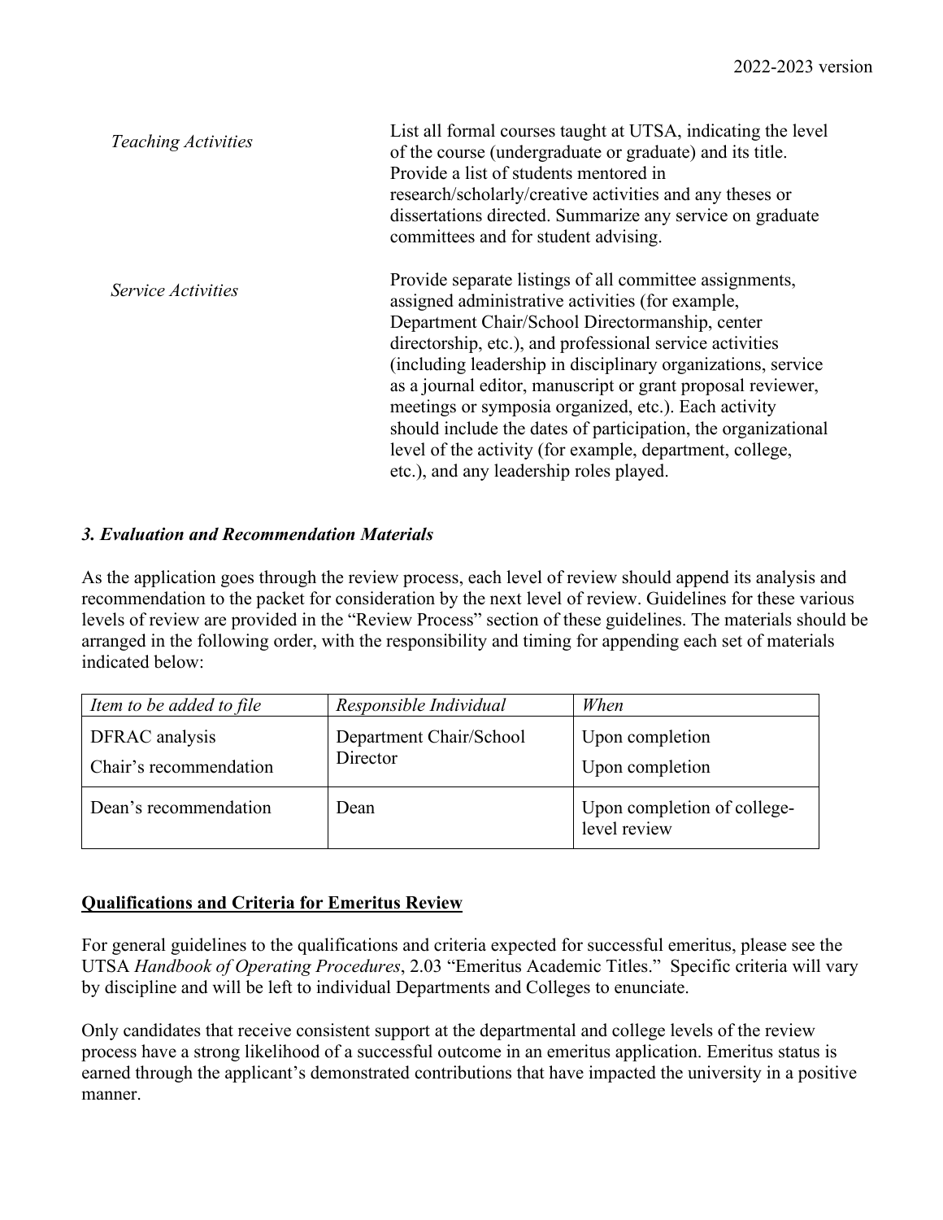| | |
|---|---|
| *Teaching Activities* | List all formal courses taught at UTSA, indicating the level of the course (undergraduate or graduate) and its title. Provide a list of students mentored in research/scholarly/creative activities and any theses or dissertations directed. Summarize any service on graduate committees and for student advising. |
| *Service Activities* | Provide separate listings of all committee assignments, assigned administrative activities (for example, Department Chair/School Directormanship, center directorship, etc.), and professional service activities (including leadership in disciplinary organizations, service as a journal editor, manuscript or grant proposal reviewer, meetings or symposia organized, etc.). Each activity should include the dates of participation, the organizational level of the activity (for example, department, college, etc.), and any leadership roles played. |

### *3. Evaluation and Recommendation Materials*

As the application goes through the review process, each level of review should append its analysis and recommendation to the packet for consideration by the next level of review. Guidelines for these various levels of review are provided in the "Review Process" section of these guidelines. The materials should be arranged in the following order, with the responsibility and timing for appending each set of materials indicated below:

| *Item to be added to file* | *Responsible Individual* | *When* |
|---|---|---|
| DFRAC analysis<br>Chair's recommendation | Department Chair/School Director | Upon completion<br>Upon completion |
| Dean's recommendation | Dean | Upon completion of college-level review |

## **Qualifications and Criteria for Emeritus Review**

For general guidelines to the qualifications and criteria expected for successful emeritus, please see the UTSA *Handbook of Operating Procedures*, 2.03 "Emeritus Academic Titles." Specific criteria will vary by discipline and will be left to individual Departments and Colleges to enunciate.

Only candidates that receive consistent support at the departmental and college levels of the review process have a strong likelihood of a successful outcome in an emeritus application. Emeritus status is earned through the applicant's demonstrated contributions that have impacted the university in a positive manner.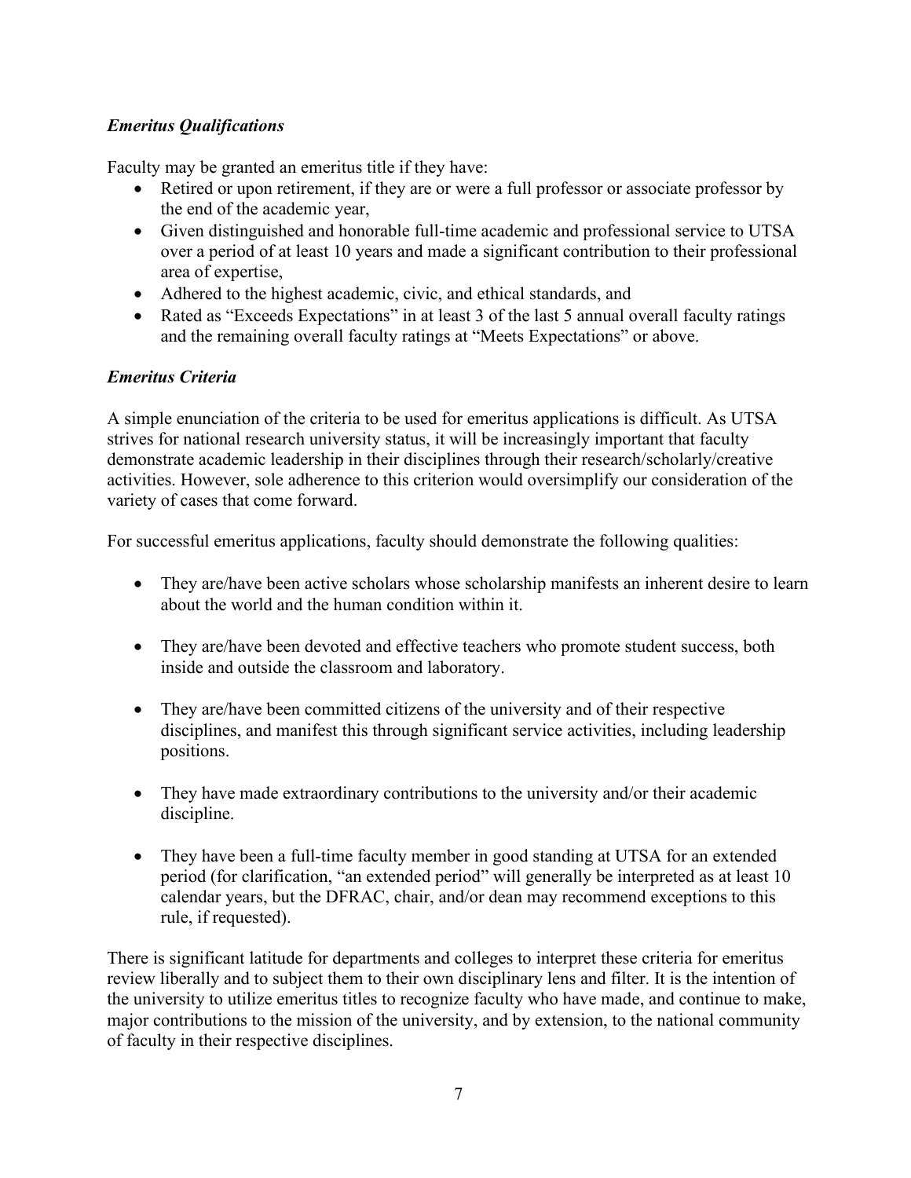### *Emeritus Qualifications*

Faculty may be granted an emeritus title if they have:

- Retired or upon retirement, if they are or were a full professor or associate professor by the end of the academic year,
- Given distinguished and honorable full-time academic and professional service to UTSA over a period of at least 10 years and made a significant contribution to their professional area of expertise,
- Adhered to the highest academic, civic, and ethical standards, and
- Rated as "Exceeds Expectations" in at least 3 of the last 5 annual overall faculty ratings and the remaining overall faculty ratings at "Meets Expectations" or above.

### *Emeritus Criteria*

A simple enunciation of the criteria to be used for emeritus applications is difficult. As UTSA strives for national research university status, it will be increasingly important that faculty demonstrate academic leadership in their disciplines through their research/scholarly/creative activities. However, sole adherence to this criterion would oversimplify our consideration of the variety of cases that come forward.

For successful emeritus applications, faculty should demonstrate the following qualities:

- They are/have been active scholars whose scholarship manifests an inherent desire to learn about the world and the human condition within it.

- They are/have been devoted and effective teachers who promote student success, both inside and outside the classroom and laboratory.

- They are/have been committed citizens of the university and of their respective disciplines, and manifest this through significant service activities, including leadership positions.

- They have made extraordinary contributions to the university and/or their academic discipline.

- They have been a full-time faculty member in good standing at UTSA for an extended period (for clarification, "an extended period" will generally be interpreted as at least 10 calendar years, but the DFRAC, chair, and/or dean may recommend exceptions to this rule, if requested).

There is significant latitude for departments and colleges to interpret these criteria for emeritus review liberally and to subject them to their own disciplinary lens and filter. It is the intention of the university to utilize emeritus titles to recognize faculty who have made, and continue to make, major contributions to the mission of the university, and by extension, to the national community of faculty in their respective disciplines.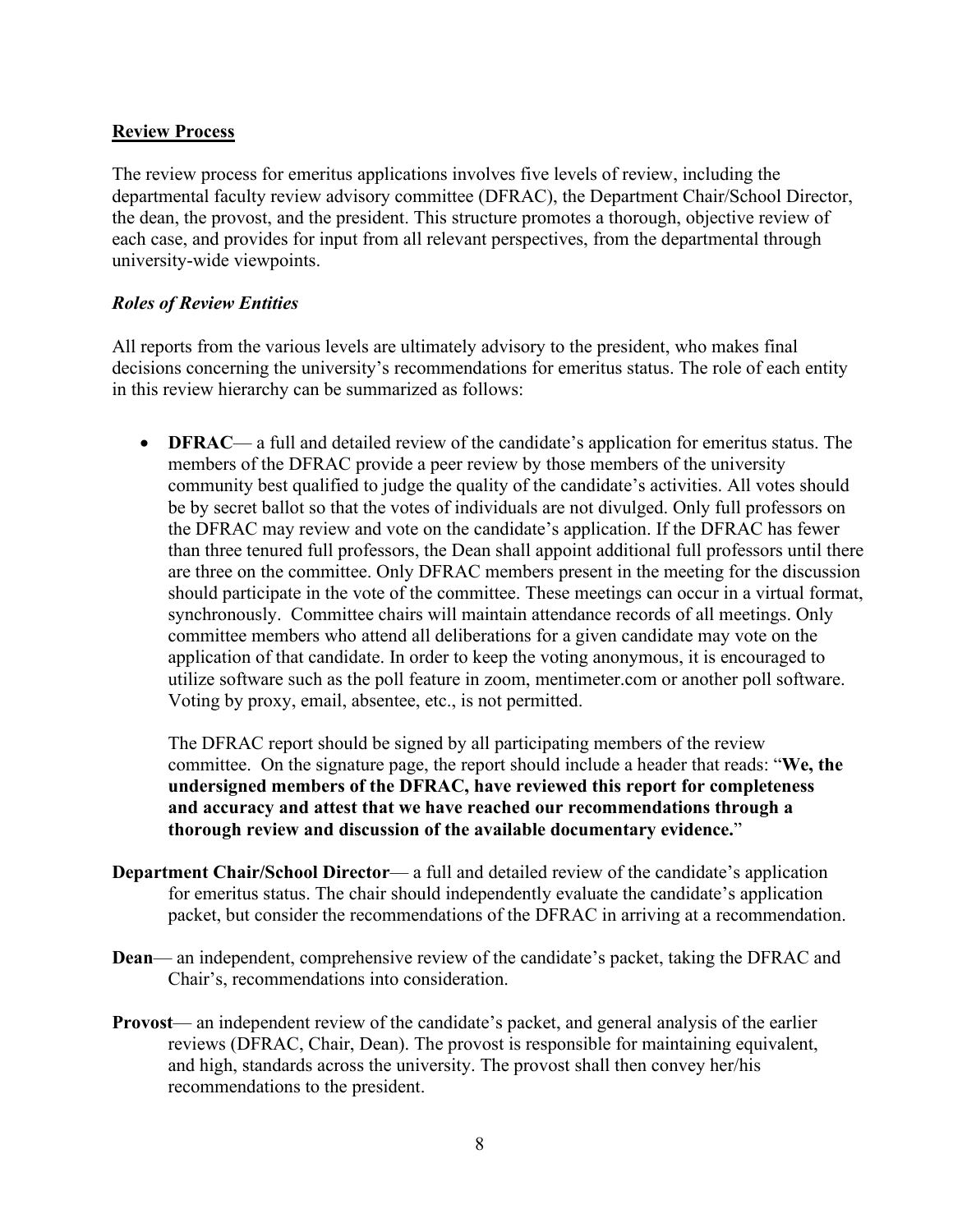**<u>Review Process</u>**

The review process for emeritus applications involves five levels of review, including the departmental faculty review advisory committee (DFRAC), the Department Chair/School Director, the dean, the provost, and the president. This structure promotes a thorough, objective review of each case, and provides for input from all relevant perspectives, from the departmental through university-wide viewpoints.

***Roles of Review Entities***

All reports from the various levels are ultimately advisory to the president, who makes final decisions concerning the university's recommendations for emeritus status. The role of each entity in this review hierarchy can be summarized as follows:

- **DFRAC**— a full and detailed review of the candidate's application for emeritus status. The members of the DFRAC provide a peer review by those members of the university community best qualified to judge the quality of the candidate's activities. All votes should be by secret ballot so that the votes of individuals are not divulged. Only full professors on the DFRAC may review and vote on the candidate's application. If the DFRAC has fewer than three tenured full professors, the Dean shall appoint additional full professors until there are three on the committee. Only DFRAC members present in the meeting for the discussion should participate in the vote of the committee. These meetings can occur in a virtual format, synchronously. Committee chairs will maintain attendance records of all meetings. Only committee members who attend all deliberations for a given candidate may vote on the application of that candidate. In order to keep the voting anonymous, it is encouraged to utilize software such as the poll feature in zoom, mentimeter.com or another poll software. Voting by proxy, email, absentee, etc., is not permitted.

  The DFRAC report should be signed by all participating members of the review committee. On the signature page, the report should include a header that reads: "**We, the undersigned members of the DFRAC, have reviewed this report for completeness and accuracy and attest that we have reached our recommendations through a thorough review and discussion of the available documentary evidence.**"

**Department Chair/School Director**— a full and detailed review of the candidate's application for emeritus status. The chair should independently evaluate the candidate's application packet, but consider the recommendations of the DFRAC in arriving at a recommendation.

**Dean**— an independent, comprehensive review of the candidate's packet, taking the DFRAC and Chair's, recommendations into consideration.

**Provost**— an independent review of the candidate's packet, and general analysis of the earlier reviews (DFRAC, Chair, Dean). The provost is responsible for maintaining equivalent, and high, standards across the university. The provost shall then convey her/his recommendations to the president.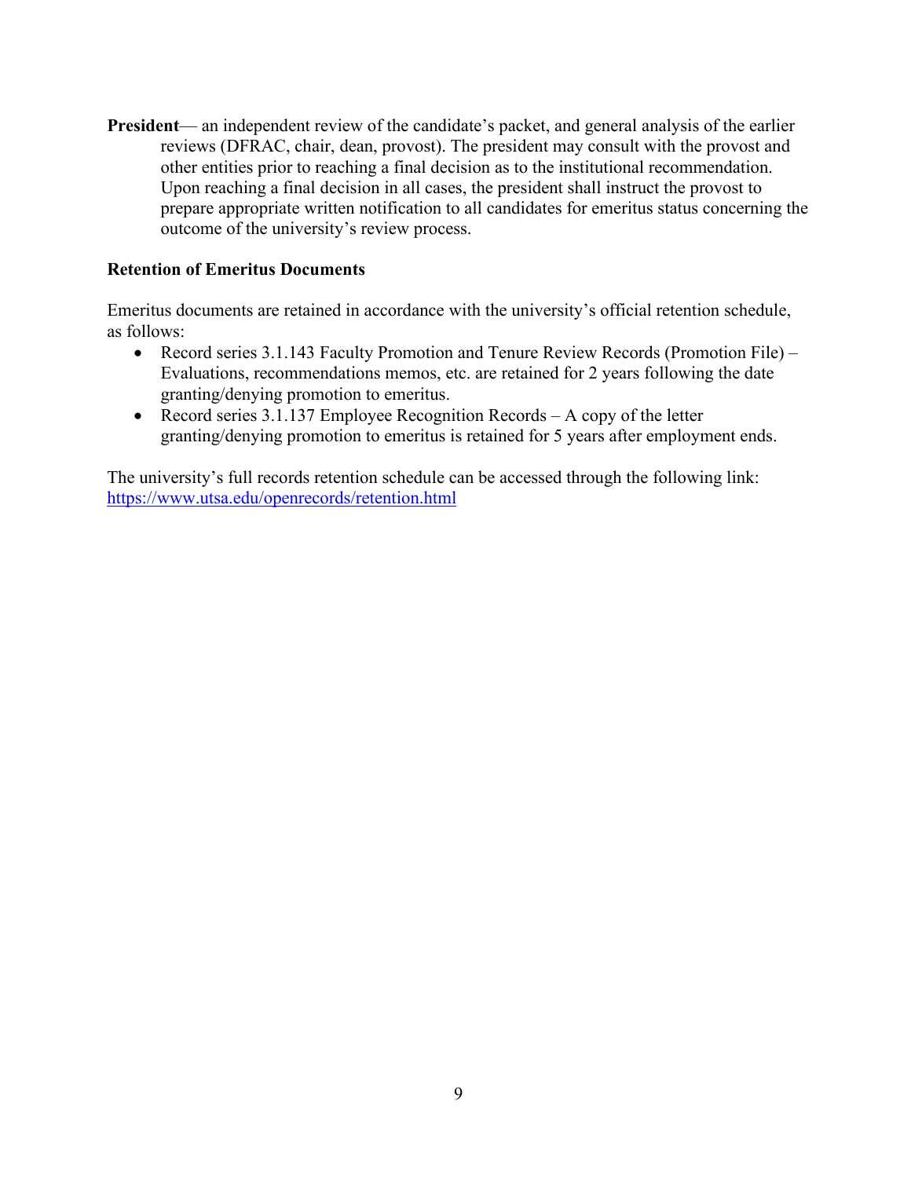**President**— an independent review of the candidate's packet, and general analysis of the earlier reviews (DFRAC, chair, dean, provost). The president may consult with the provost and other entities prior to reaching a final decision as to the institutional recommendation. Upon reaching a final decision in all cases, the president shall instruct the provost to prepare appropriate written notification to all candidates for emeritus status concerning the outcome of the university's review process.

**Retention of Emeritus Documents**

Emeritus documents are retained in accordance with the university's official retention schedule, as follows:

- Record series 3.1.143 Faculty Promotion and Tenure Review Records (Promotion File) – Evaluations, recommendations memos, etc. are retained for 2 years following the date granting/denying promotion to emeritus.
- Record series 3.1.137 Employee Recognition Records – A copy of the letter granting/denying promotion to emeritus is retained for 5 years after employment ends.

The university's full records retention schedule can be accessed through the following link: https://www.utsa.edu/openrecords/retention.html